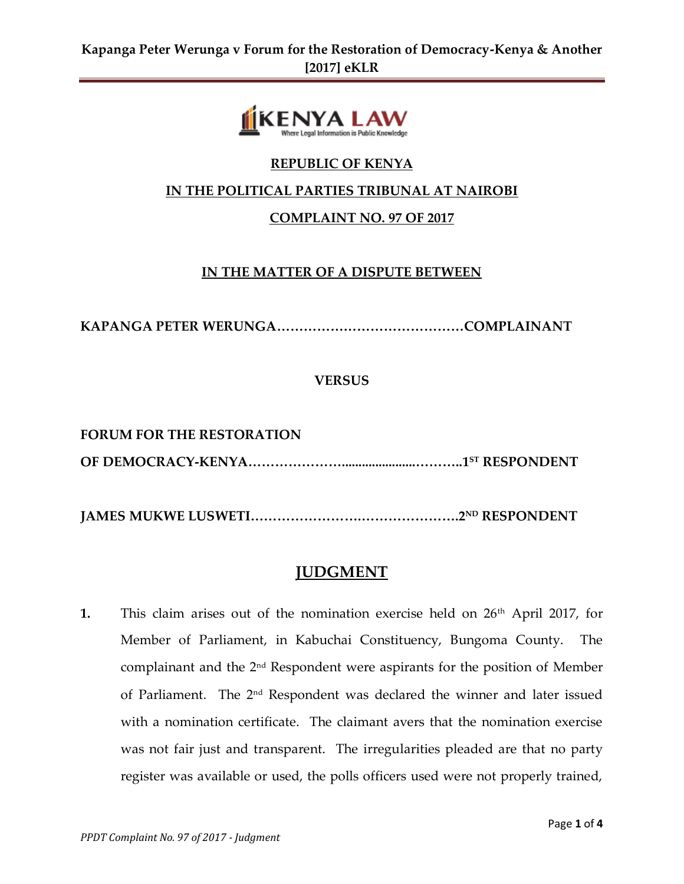**REPUBLIC OF KENYA**

**IN THE POLITICAL PARTIES TRIBUNAL AT NAIROBI**

**COMPLAINT NO. 97 OF 2017**

**IN THE MATTER OF A DISPUTE BETWEEN**

**KAPANGA PETER WERUNGA……………………………………COMPLAINANT**

**VERSUS**

**FORUM FOR THE RESTORATION**

**OF DEMOCRACY-KENYA…………………......................………..1ST RESPONDENT**

**JAMES MUKWE LUSWETI……………………….………………….2ND RESPONDENT**

# JUDGMENT

**1.** This claim arises out of the nomination exercise held on 26th April 2017, for Member of Parliament, in Kabuchai Constituency, Bungoma County. The complainant and the 2nd Respondent were aspirants for the position of Member of Parliament. The 2nd Respondent was declared the winner and later issued with a nomination certificate. The claimant avers that the nomination exercise was not fair just and transparent. The irregularities pleaded are that no party register was available or used, the polls officers used were not properly trained,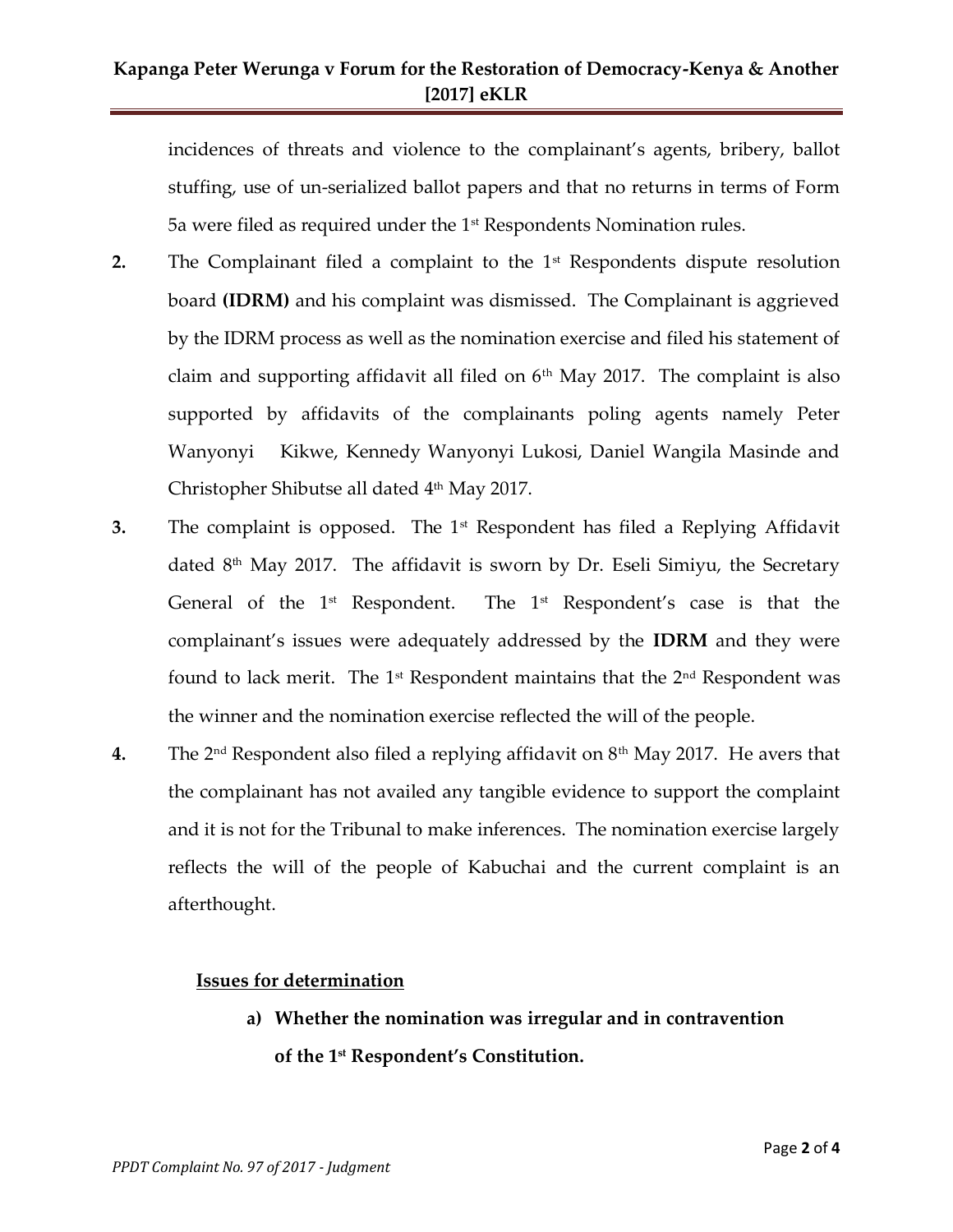incidences of threats and violence to the complainant's agents, bribery, ballot stuffing, use of un-serialized ballot papers and that no returns in terms of Form 5a were filed as required under the 1st Respondents Nomination rules.

2. The Complainant filed a complaint to the 1st Respondents dispute resolution board **(IDRM)** and his complaint was dismissed. The Complainant is aggrieved by the IDRM process as well as the nomination exercise and filed his statement of claim and supporting affidavit all filed on 6th May 2017. The complaint is also supported by affidavits of the complainants poling agents namely Peter Wanyonyi Kikwe, Kennedy Wanyonyi Lukosi, Daniel Wangila Masinde and Christopher Shibutse all dated 4th May 2017.

3. The complaint is opposed. The 1st Respondent has filed a Replying Affidavit dated 8th May 2017. The affidavit is sworn by Dr. Eseli Simiyu, the Secretary General of the 1st Respondent. The 1st Respondent's case is that the complainant's issues were adequately addressed by the **IDRM** and they were found to lack merit. The 1st Respondent maintains that the 2nd Respondent was the winner and the nomination exercise reflected the will of the people.

4. The 2nd Respondent also filed a replying affidavit on 8th May 2017. He avers that the complainant has not availed any tangible evidence to support the complaint and it is not for the Tribunal to make inferences. The nomination exercise largely reflects the will of the people of Kabuchai and the current complaint is an afterthought.

**<u>Issues for determination</u>**

**a) Whether the nomination was irregular and in contravention of the 1st Respondent's Constitution.**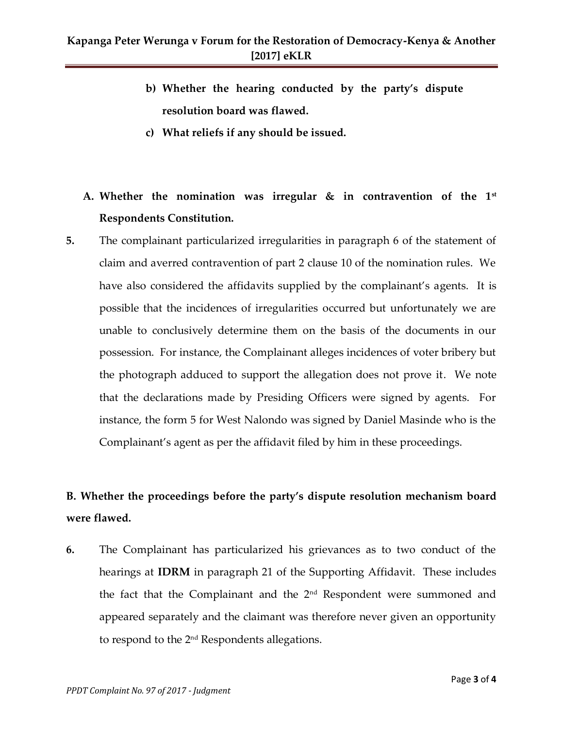**b) Whether the hearing conducted by the party's dispute resolution board was flawed.**

**c) What reliefs if any should be issued.**

**A. Whether the nomination was irregular & in contravention of the 1st Respondents Constitution.**

**5.** The complainant particularized irregularities in paragraph 6 of the statement of claim and averred contravention of part 2 clause 10 of the nomination rules. We have also considered the affidavits supplied by the complainant's agents. It is possible that the incidences of irregularities occurred but unfortunately we are unable to conclusively determine them on the basis of the documents in our possession. For instance, the Complainant alleges incidences of voter bribery but the photograph adduced to support the allegation does not prove it. We note that the declarations made by Presiding Officers were signed by agents. For instance, the form 5 for West Nalondo was signed by Daniel Masinde who is the Complainant's agent as per the affidavit filed by him in these proceedings.

**B. Whether the proceedings before the party's dispute resolution mechanism board were flawed.**

**6.** The Complainant has particularized his grievances as to two conduct of the hearings at **IDRM** in paragraph 21 of the Supporting Affidavit. These includes the fact that the Complainant and the 2nd Respondent were summoned and appeared separately and the claimant was therefore never given an opportunity to respond to the 2nd Respondents allegations.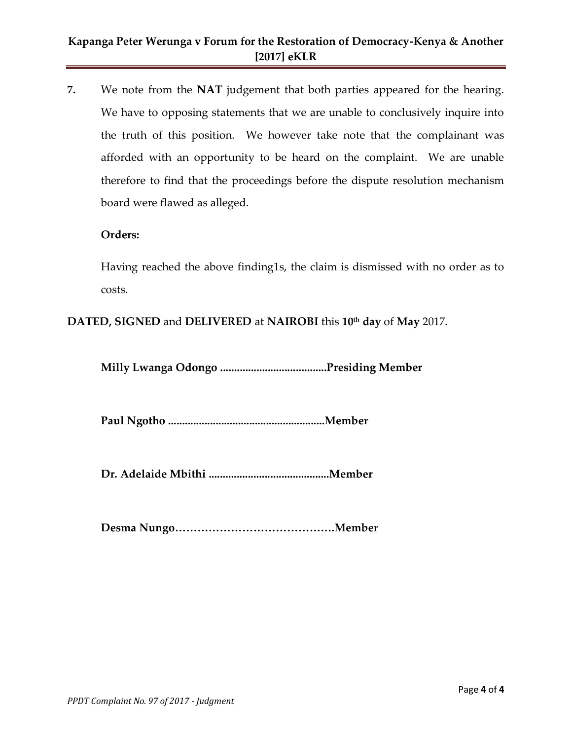**7.** We note from the **NAT** judgement that both parties appeared for the hearing. We have to opposing statements that we are unable to conclusively inquire into the truth of this position. We however take note that the complainant was afforded with an opportunity to be heard on the complaint. We are unable therefore to find that the proceedings before the dispute resolution mechanism board were flawed as alleged.

**Orders:**

Having reached the above finding1s, the claim is dismissed with no order as to costs.

**DATED, SIGNED** and **DELIVERED** at **NAIROBI** this **10th day** of **May** 2017.

**Milly Lwanga Odongo ......................................Presiding Member**

**Paul Ngotho ........................................................Member**

**Dr. Adelaide Mbithi ...........................................Member**

**Desma Nungo…………………………………….Member**